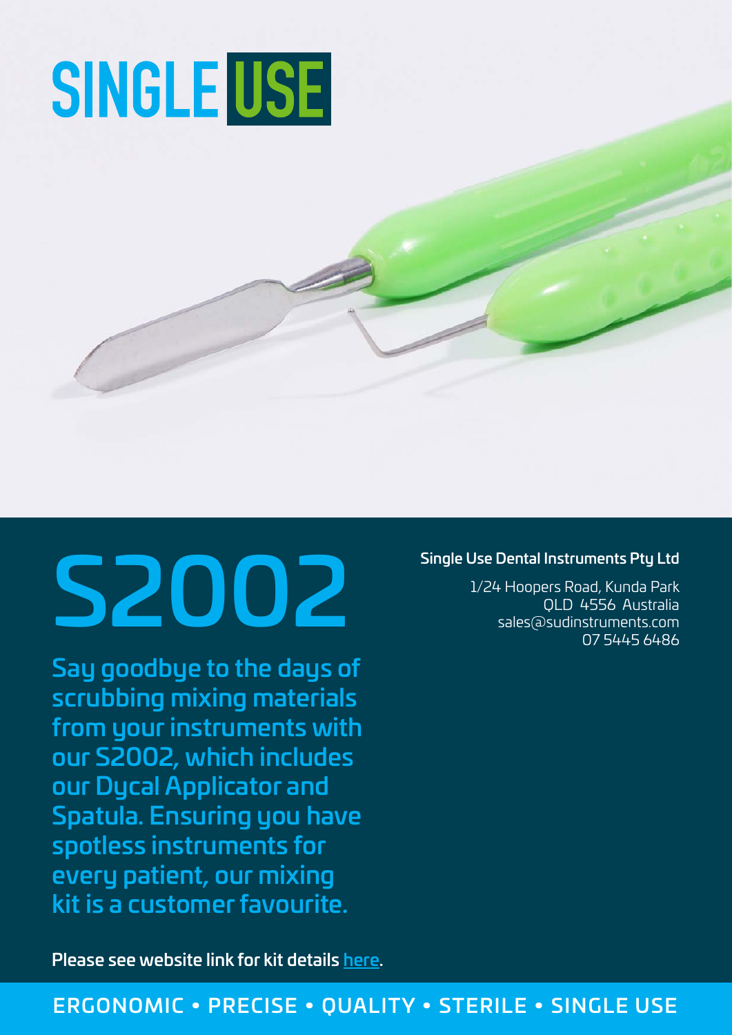# SINGLE USE

# S2002

**Say goodbye to the days of scrubbing mixing materials from your instruments with our S2002, which includes our Dycal Applicator and Spatula. Ensuring you have spotless instruments for every patient, our mixing kit is a customer favourite.**

**Single Use Dental Instruments Pty Ltd**

1/24 Hoopers Road, Kunda Park
QLD 4556 Australia
sales@sudinstruments.com
07 5445 6486

Please see website link for kit details here.

ERGONOMIC • PRECISE • QUALITY • STERILE • SINGLE USE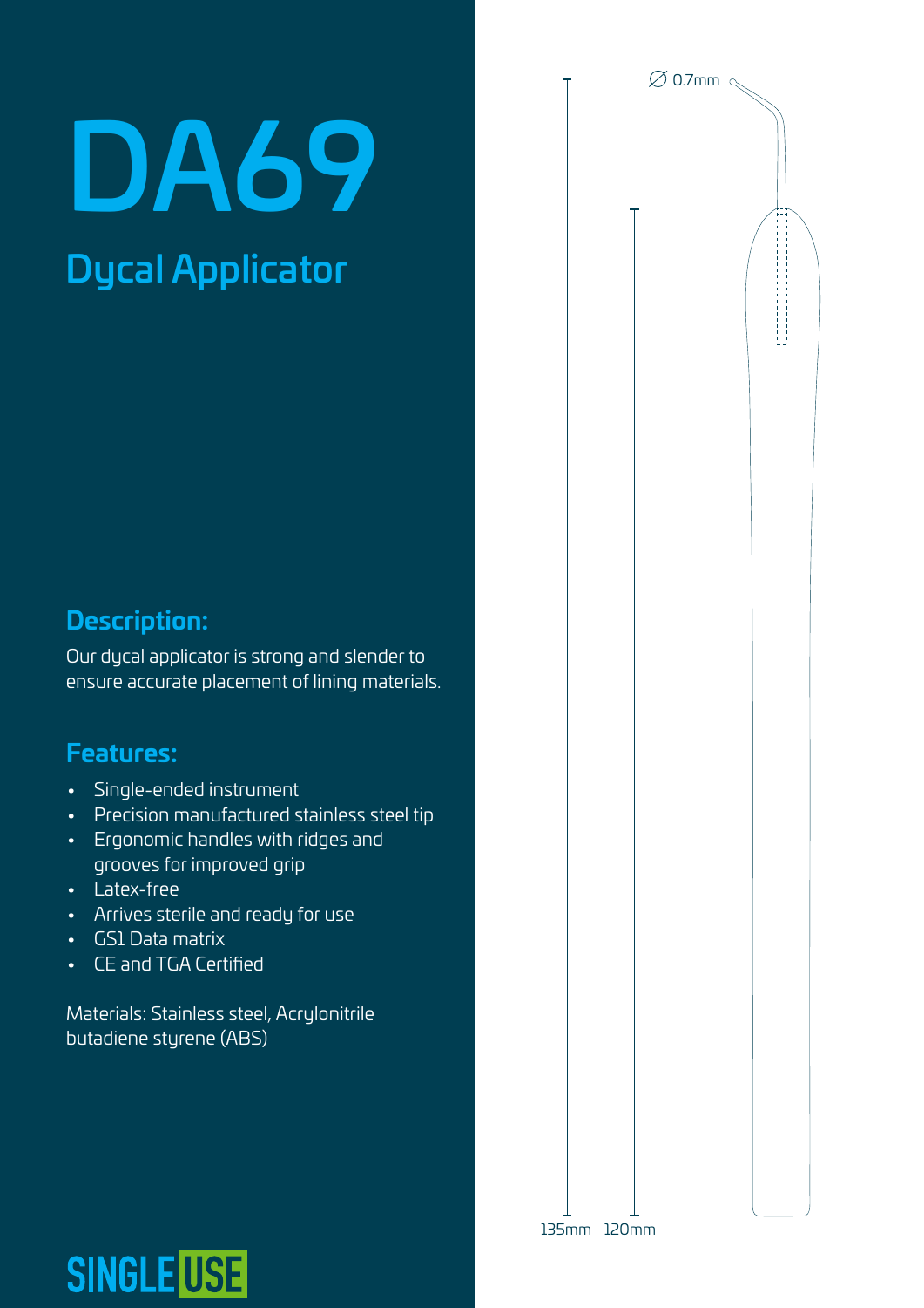# DA69

## Dycal Applicator

### Description:

Our dycal applicator is strong and slender to ensure accurate placement of lining materials.

### Features:

- Single-ended instrument
- Precision manufactured stainless steel tip
- Ergonomic handles with ridges and grooves for improved grip
- Latex-free
- Arrives sterile and ready for use
- GS1 Data matrix
- CE and TGA Certified

Materials: Stainless steel, Acrylonitrile butadiene styrene (ABS)

∅ 0.7mm

135mm 120mm

SINGLE USE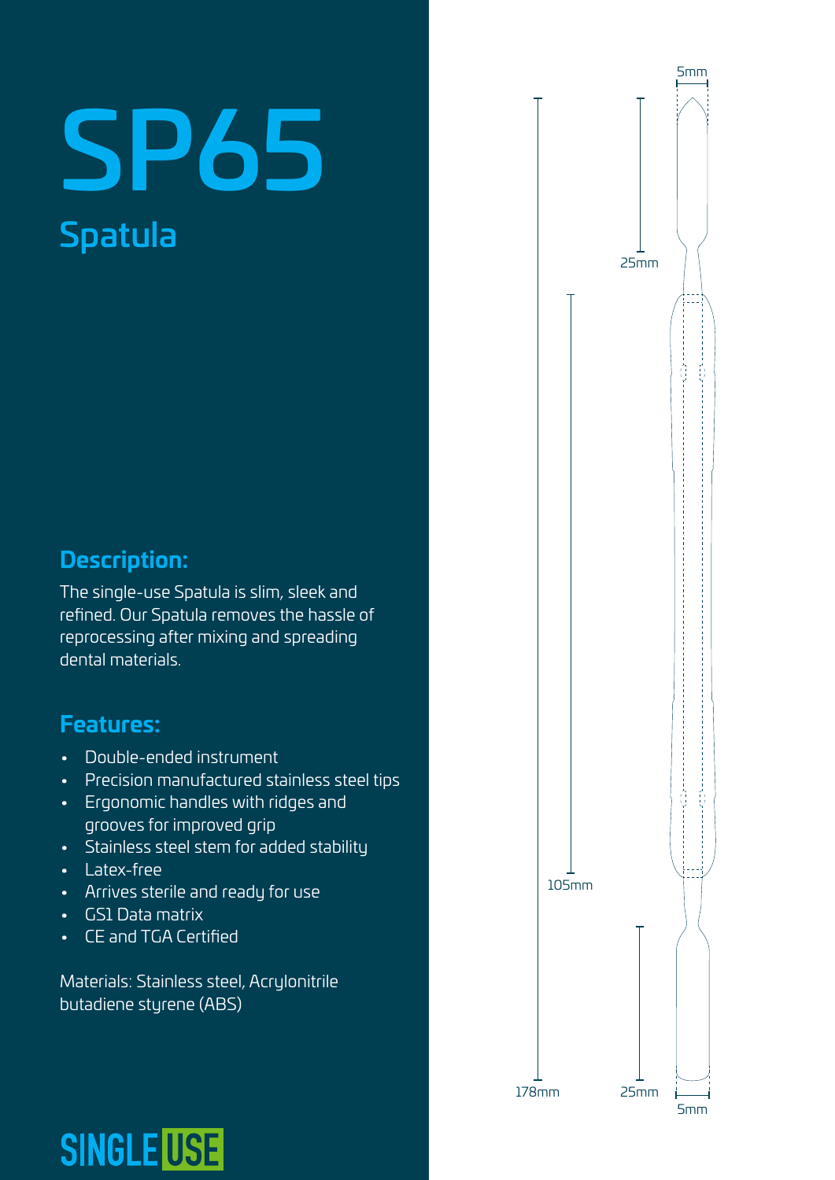# SP65

## Spatula

### Description:

The single-use Spatula is slim, sleek and refined. Our Spatula removes the hassle of reprocessing after mixing and spreading dental materials.

### Features:

- Double-ended instrument
- Precision manufactured stainless steel tips
- Ergonomic handles with ridges and grooves for improved grip
- Stainless steel stem for added stability
- Latex-free
- Arrives sterile and ready for use
- GS1 Data matrix
- CE and TGA Certified

Materials: Stainless steel, Acrylonitrile butadiene styrene (ABS)

5mm

25mm

105mm

178mm

25mm

5mm

SINGLE USE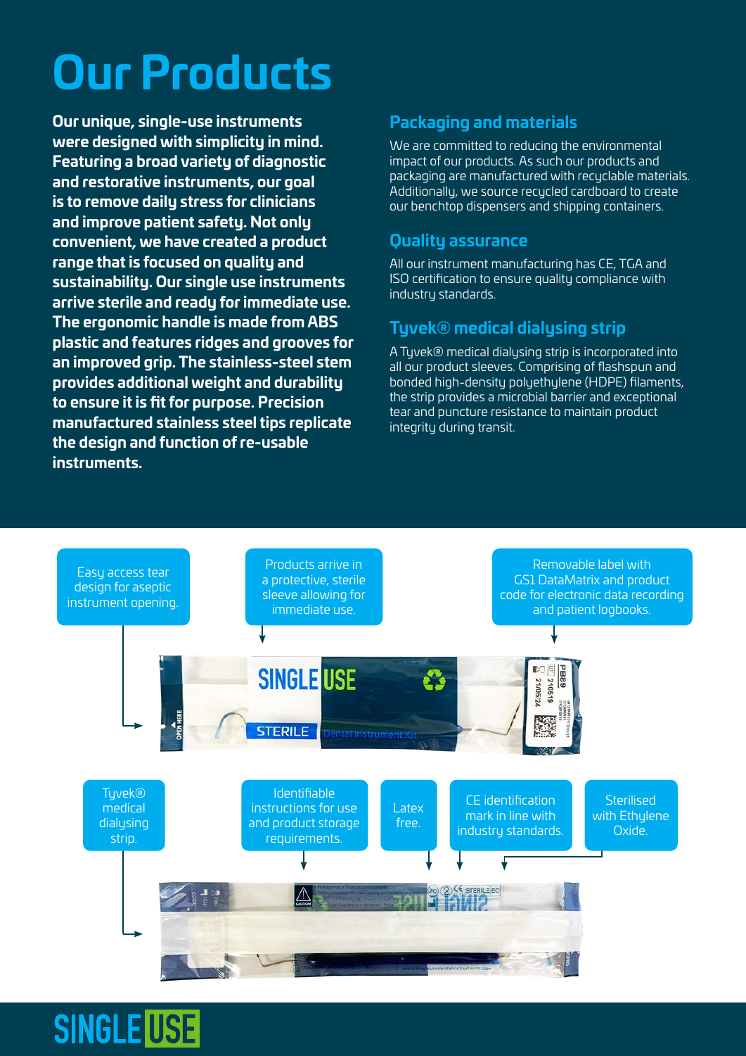# Our Products

**Our unique, single-use instruments were designed with simplicity in mind. Featuring a broad variety of diagnostic and restorative instruments, our goal is to remove daily stress for clinicians and improve patient safety. Not only convenient, we have created a product range that is focused on quality and sustainability. Our single use instruments arrive sterile and ready for immediate use. The ergonomic handle is made from ABS plastic and features ridges and grooves for an improved grip. The stainless-steel stem provides additional weight and durability to ensure it is fit for purpose. Precision manufactured stainless steel tips replicate the design and function of re-usable instruments.**

## Packaging and materials

We are committed to reducing the environmental impact of our products. As such our products and packaging are manufactured with recyclable materials. Additionally, we source recycled cardboard to create our benchtop dispensers and shipping containers.

## Quality assurance

All our instrument manufacturing has CE, TGA and ISO certification to ensure quality compliance with industry standards.

## Tyvek® medical dialysing strip

A Tyvek® medical dialysing strip is incorporated into all our product sleeves. Comprising of flashspun and bonded high-density polyethylene (HDPE) filaments, the strip provides a microbial barrier and exceptional tear and puncture resistance to maintain product integrity during transit.

Easy access tear design for aseptic instrument opening.

Products arrive in a protective, sterile sleeve allowing for immediate use.

Removable label with GS1 DataMatrix and product code for electronic data recording and patient logbooks.

SINGLE USE

STERILE

Dental Instrument Kit

Tyvek® medical dialysing strip.

Identifiable instructions for use and product storage requirements.

Latex free.

CE identification mark in line with industry standards.

Sterilised with Ethylene Oxide.

SINGLE USE